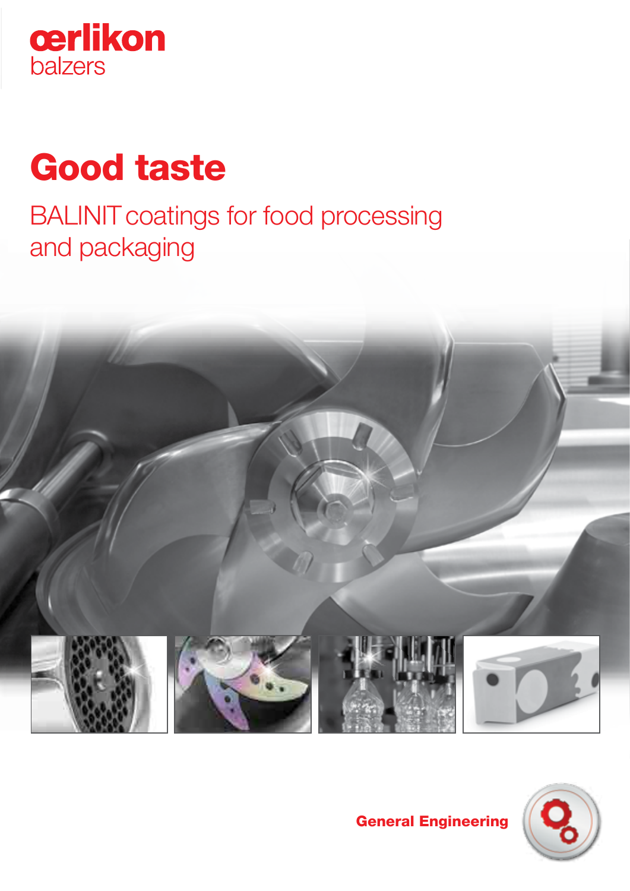oerlikon
balzers

# Good taste

## BALINIT coatings for food processing and packaging

General Engineering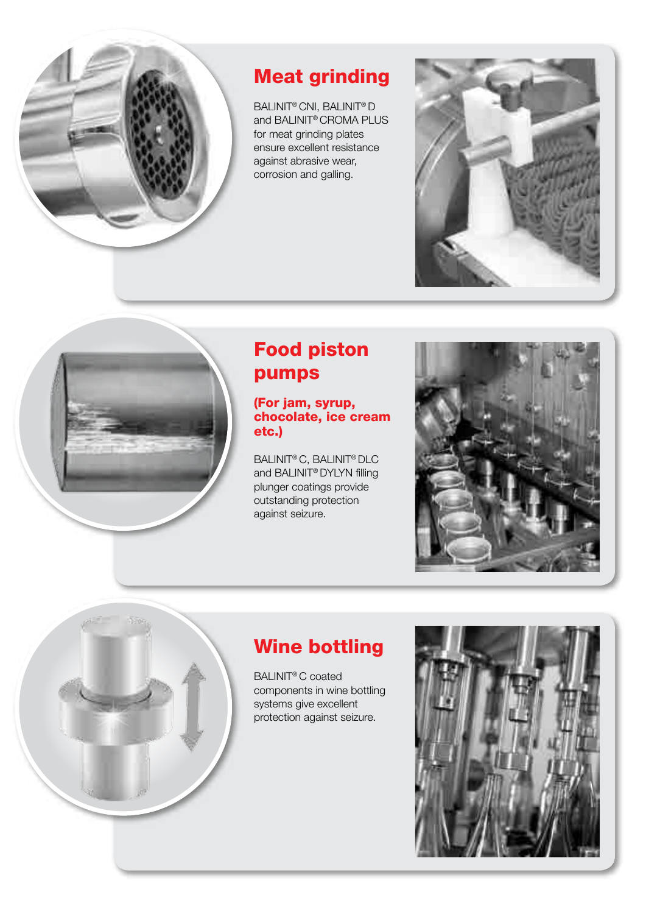## Meat grinding

BALINIT® CNI, BALINIT® D and BALINIT® CROMA PLUS for meat grinding plates ensure excellent resistance against abrasive wear, corrosion and galling.

## Food piston pumps

### (For jam, syrup, chocolate, ice cream etc.)

BALINIT® C, BALINIT® DLC and BALINIT® DYLYN filling plunger coatings provide outstanding protection against seizure.

## Wine bottling

BALINIT® C coated components in wine bottling systems give excellent protection against seizure.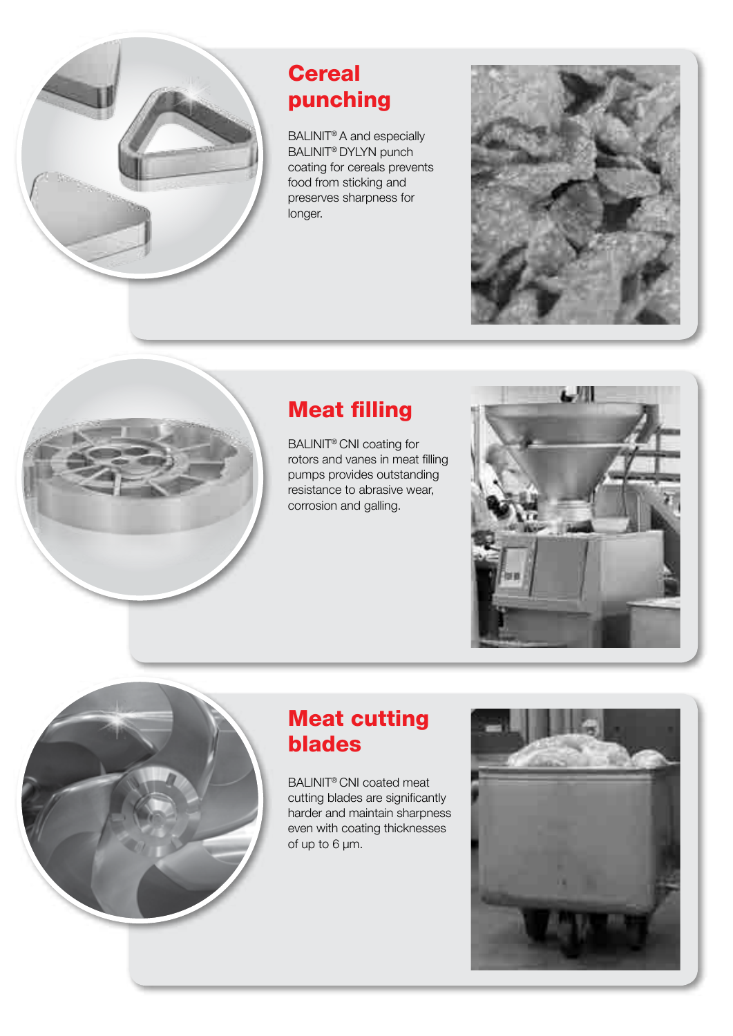## Cereal punching

BALINIT® A and especially BALINIT® DYLYN punch coating for cereals prevents food from sticking and preserves sharpness for longer.

## Meat filling

BALINIT® CNI coating for rotors and vanes in meat filling pumps provides outstanding resistance to abrasive wear, corrosion and galling.

## Meat cutting blades

BALINIT® CNI coated meat cutting blades are significantly harder and maintain sharpness even with coating thicknesses of up to 6 µm.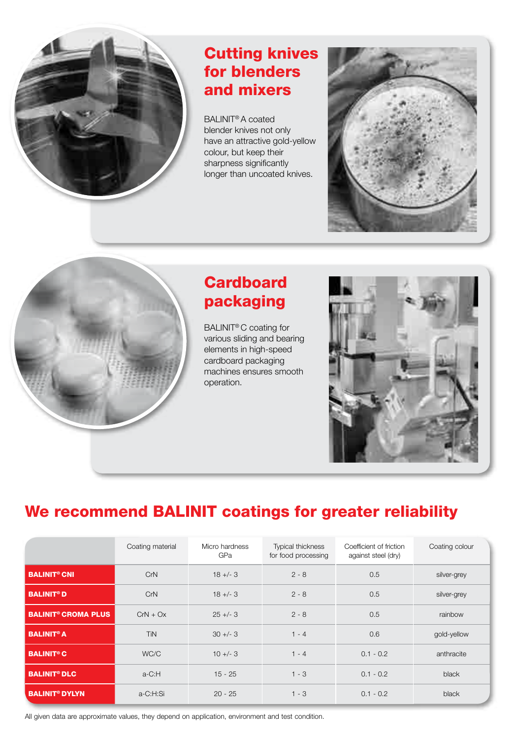## Cutting knives for blenders and mixers

BALINIT® A coated blender knives not only have an attractive gold-yellow colour, but keep their sharpness significantly longer than uncoated knives.

## Cardboard packaging

BALINIT® C coating for various sliding and bearing elements in high-speed cardboard packaging machines ensures smooth operation.

## We recommend BALINIT coatings for greater reliability

| | Coating material | Micro hardness GPa | Typical thickness for food processing | Coefficient of friction against steel (dry) | Coating colour |
|---|---|---|---|---|---|
| **BALINIT® CNI** | CrN | 18 +/- 3 | 2 - 8 | 0.5 | silver-grey |
| **BALINIT® D** | CrN | 18 +/- 3 | 2 - 8 | 0.5 | silver-grey |
| **BALINIT® CROMA PLUS** | CrN + Ox | 25 +/- 3 | 2 - 8 | 0.5 | rainbow |
| **BALINIT® A** | TiN | 30 +/- 3 | 1 - 4 | 0.6 | gold-yellow |
| **BALINIT® C** | WC/C | 10 +/- 3 | 1 - 4 | 0.1 - 0.2 | anthracite |
| **BALINIT® DLC** | a-C:H | 15 - 25 | 1 - 3 | 0.1 - 0.2 | black |
| **BALINIT® DYLYN** | a-C:H:Si | 20 - 25 | 1 - 3 | 0.1 - 0.2 | black |

All given data are approximate values, they depend on application, environment and test condition.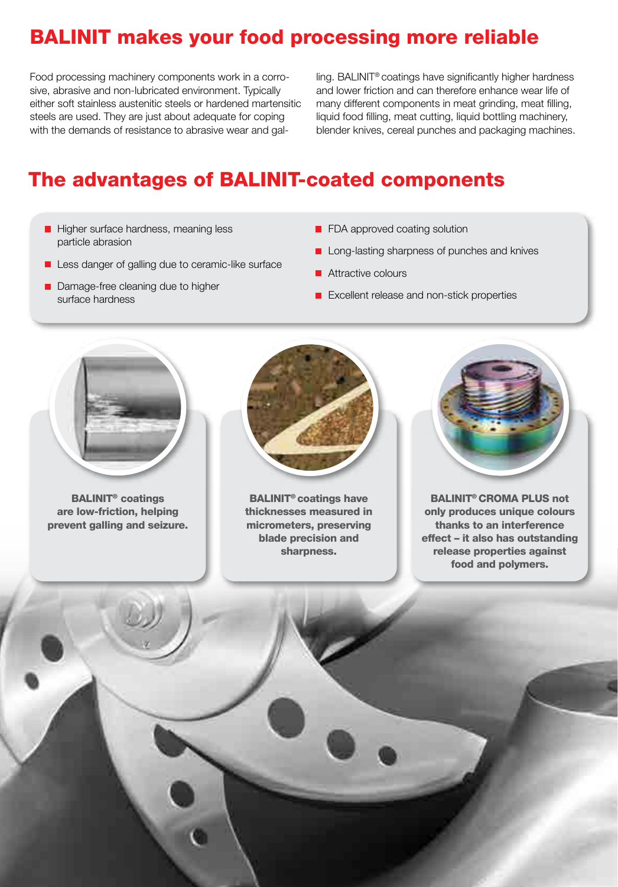# BALINIT makes your food processing more reliable

Food processing machinery components work in a corrosive, abrasive and non-lubricated environment. Typically either soft stainless austenitic steels or hardened martensitic steels are used. They are just about adequate for coping with the demands of resistance to abrasive wear and galling. BALINIT® coatings have significantly higher hardness and lower friction and can therefore enhance wear life of many different components in meat grinding, meat filling, liquid food filling, meat cutting, liquid bottling machinery, blender knives, cereal punches and packaging machines.

# The advantages of BALINIT-coated components

- Higher surface hardness, meaning less particle abrasion
- Less danger of galling due to ceramic-like surface
- Damage-free cleaning due to higher surface hardness
- FDA approved coating solution
- Long-lasting sharpness of punches and knives
- Attractive colours
- Excellent release and non-stick properties

**BALINIT® coatings are low-friction, helping prevent galling and seizure.**

**BALINIT® coatings have thicknesses measured in micrometers, preserving blade precision and sharpness.**

**BALINIT® CROMA PLUS not only produces unique colours thanks to an interference effect – it also has outstanding release properties against food and polymers.**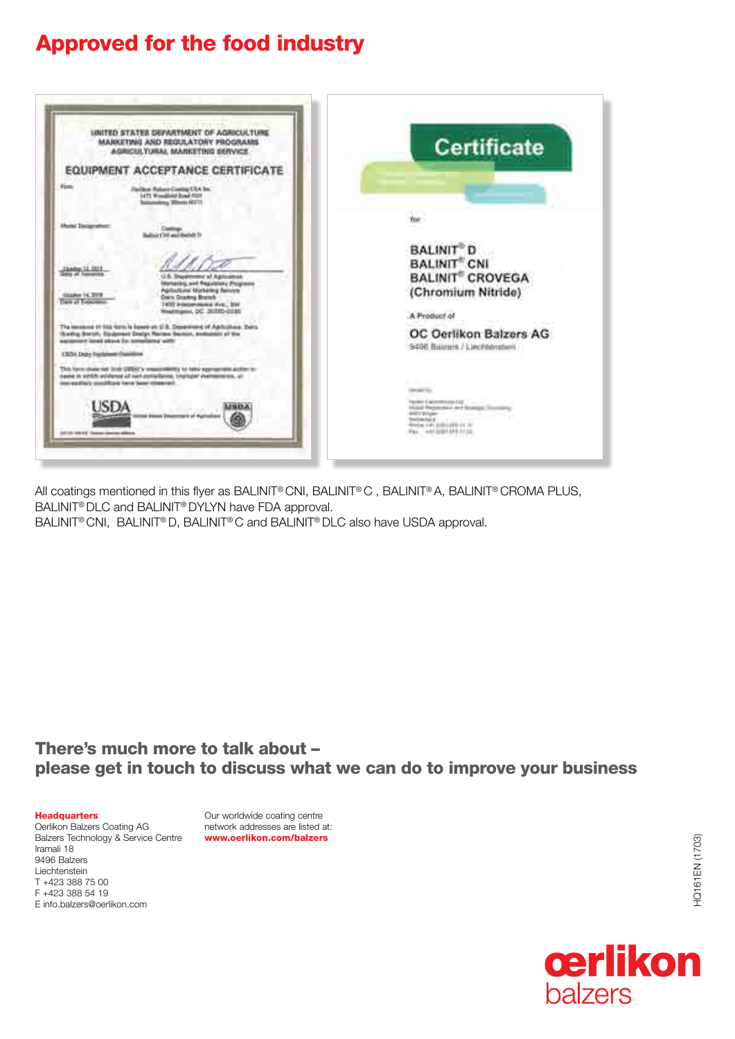# Approved for the food industry

All coatings mentioned in this flyer as BALINIT® CNI, BALINIT® C , BALINIT® A, BALINIT® CROMA PLUS, BALINIT® DLC and BALINIT® DYLYN have FDA approval.
BALINIT® CNI, BALINIT® D, BALINIT® C and BALINIT® DLC also have USDA approval.

## There's much more to talk about – please get in touch to discuss what we can do to improve your business

**Headquarters**
Oerlikon Balzers Coating AG
Balzers Technology & Service Centre
Iramali 18
9496 Balzers
Liechtenstein
T +423 388 75 00
F +423 388 54 19
E info.balzers@oerlikon.com

Our worldwide coating centre network addresses are listed at:
**www.oerlikon.com/balzers**

HQ161EN (1703)

oerlikon balzers